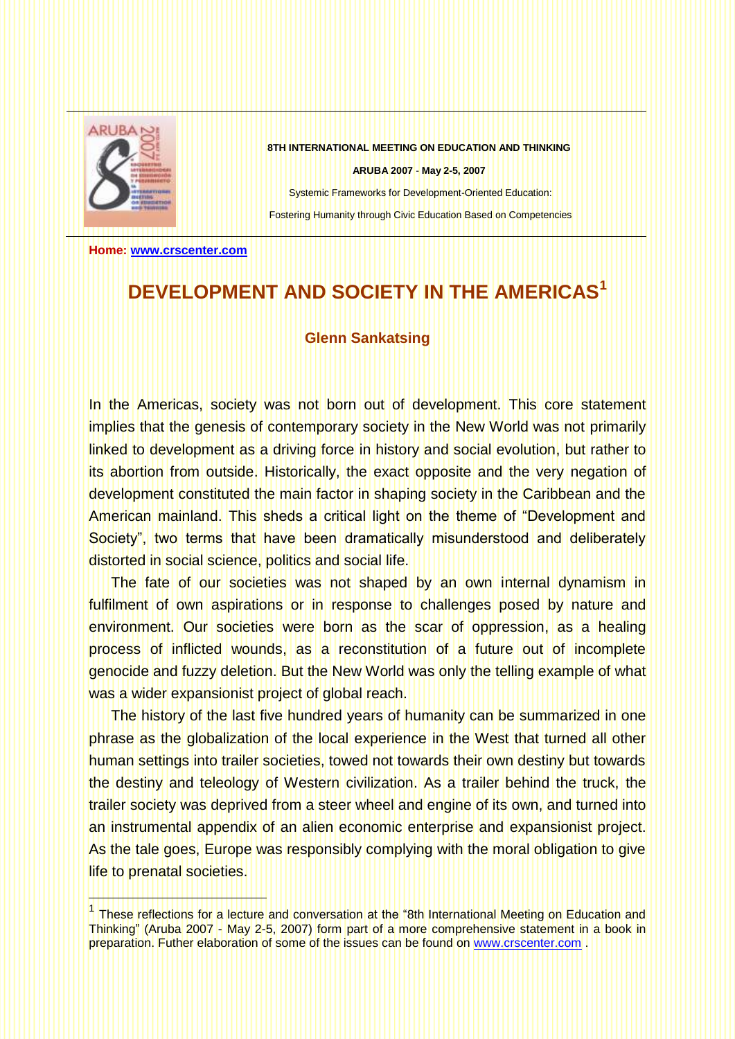**8TH INTERNATIONAL MEETING ON EDUCATION AND THINKING**

**ARUBA 2007 - May 2-5, 2007**

Systemic Frameworks for Development-Oriented Education:

Fostering Humanity through Civic Education Based on Competencies

**Home: [www.crscenter.com](http://www.crscenter.com)**

# DEVELOPMENT AND SOCIETY IN THE AMERICAS[1]

**Glenn Sankatsing**

In the Americas, society was not born out of development. This core statement implies that the genesis of contemporary society in the New World was not primarily linked to development as a driving force in history and social evolution, but rather to its abortion from outside. Historically, the exact opposite and the very negation of development constituted the main factor in shaping society in the Caribbean and the American mainland. This sheds a critical light on the theme of "Development and Society", two terms that have been dramatically misunderstood and deliberately distorted in social science, politics and social life.

The fate of our societies was not shaped by an own internal dynamism in fulfilment of own aspirations or in response to challenges posed by nature and environment. Our societies were born as the scar of oppression, as a healing process of inflicted wounds, as a reconstitution of a future out of incomplete genocide and fuzzy deletion. But the New World was only the telling example of what was a wider expansionist project of global reach.

The history of the last five hundred years of humanity can be summarized in one phrase as the globalization of the local experience in the West that turned all other human settings into trailer societies, towed not towards their own destiny but towards the destiny and teleology of Western civilization. As a trailer behind the truck, the trailer society was deprived from a steer wheel and engine of its own, and turned into an instrumental appendix of an alien economic enterprise and expansionist project. As the tale goes, Europe was responsibly complying with the moral obligation to give life to prenatal societies.

---

[1] These reflections for a lecture and conversation at the "8th International Meeting on Education and Thinking" (Aruba 2007 - May 2-5, 2007) form part of a more comprehensive statement in a book in preparation. Futher elaboration of some of the issues can be found on [www.crscenter.com](http://www.crscenter.com) .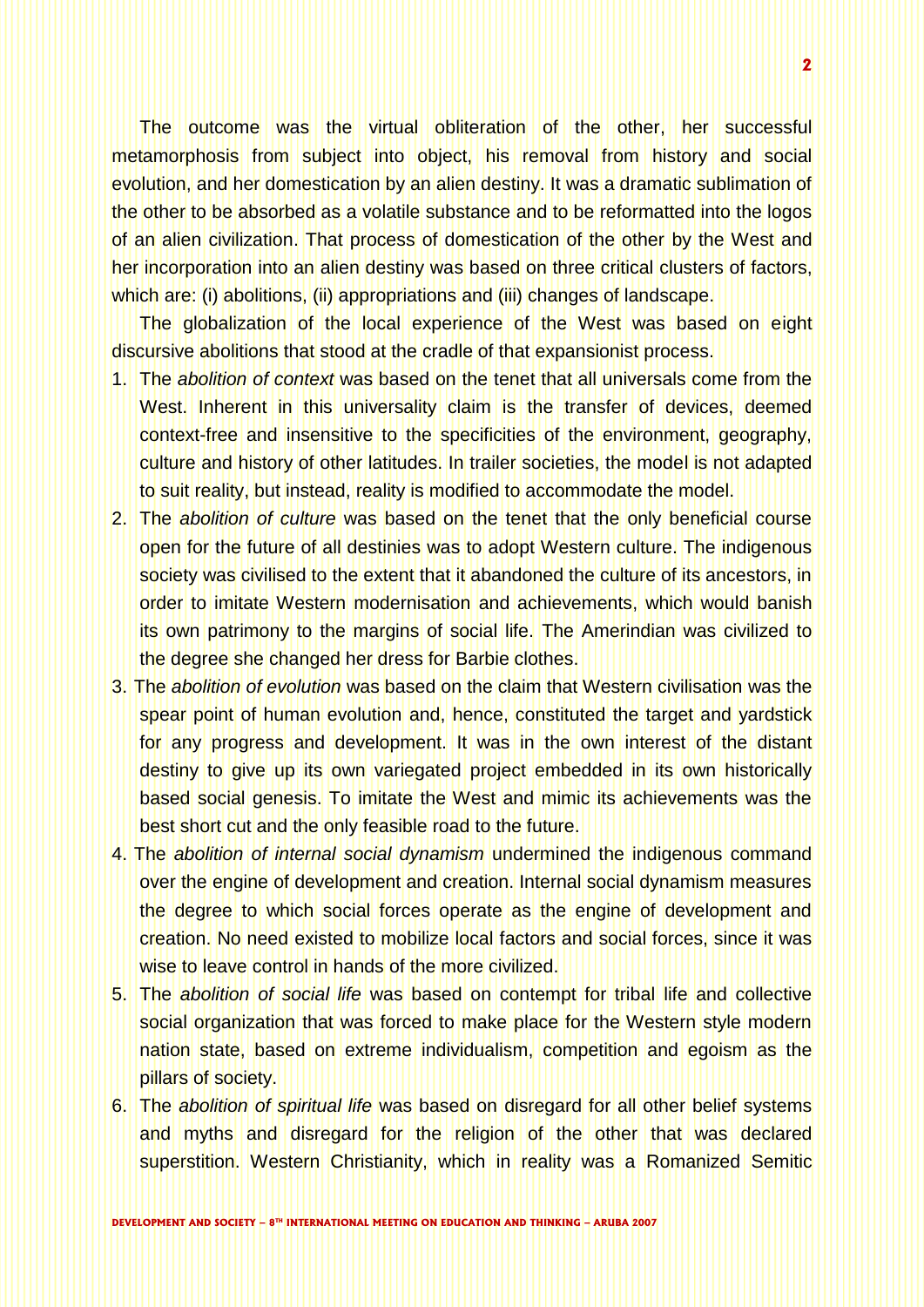The outcome was the virtual obliteration of the other, her successful metamorphosis from subject into object, his removal from history and social evolution, and her domestication by an alien destiny. It was a dramatic sublimation of the other to be absorbed as a volatile substance and to be reformatted into the logos of an alien civilization. That process of domestication of the other by the West and her incorporation into an alien destiny was based on three critical clusters of factors, which are: (i) abolitions, (ii) appropriations and (iii) changes of landscape.

The globalization of the local experience of the West was based on eight discursive abolitions that stood at the cradle of that expansionist process.

1. The *abolition of context* was based on the tenet that all universals come from the West. Inherent in this universality claim is the transfer of devices, deemed context-free and insensitive to the specificities of the environment, geography, culture and history of other latitudes. In trailer societies, the model is not adapted to suit reality, but instead, reality is modified to accommodate the model.
2. The *abolition of culture* was based on the tenet that the only beneficial course open for the future of all destinies was to adopt Western culture. The indigenous society was civilised to the extent that it abandoned the culture of its ancestors, in order to imitate Western modernisation and achievements, which would banish its own patrimony to the margins of social life. The Amerindian was civilized to the degree she changed her dress for Barbie clothes.
3. The *abolition of evolution* was based on the claim that Western civilisation was the spear point of human evolution and, hence, constituted the target and yardstick for any progress and development. It was in the own interest of the distant destiny to give up its own variegated project embedded in its own historically based social genesis. To imitate the West and mimic its achievements was the best short cut and the only feasible road to the future.
4. The *abolition of internal social dynamism* undermined the indigenous command over the engine of development and creation. Internal social dynamism measures the degree to which social forces operate as the engine of development and creation. No need existed to mobilize local factors and social forces, since it was wise to leave control in hands of the more civilized.
5. The *abolition of social life* was based on contempt for tribal life and collective social organization that was forced to make place for the Western style modern nation state, based on extreme individualism, competition and egoism as the pillars of society.
6. The *abolition of spiritual life* was based on disregard for all other belief systems and myths and disregard for the religion of the other that was declared superstition. Western Christianity, which in reality was a Romanized Semitic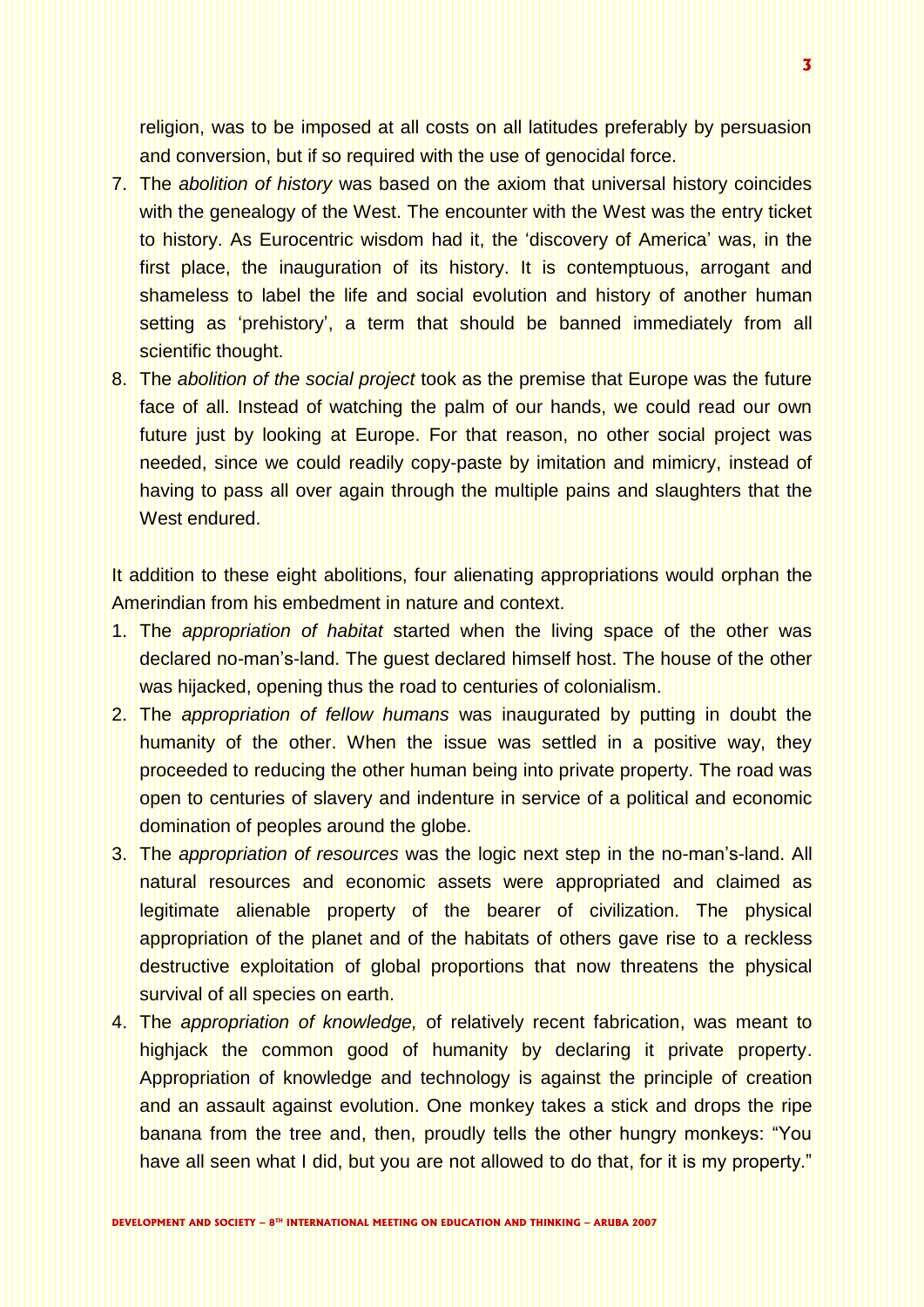religion, was to be imposed at all costs on all latitudes preferably by persuasion and conversion, but if so required with the use of genocidal force.

7. The *abolition of history* was based on the axiom that universal history coincides with the genealogy of the West. The encounter with the West was the entry ticket to history. As Eurocentric wisdom had it, the 'discovery of America' was, in the first place, the inauguration of its history. It is contemptuous, arrogant and shameless to label the life and social evolution and history of another human setting as 'prehistory', a term that should be banned immediately from all scientific thought.
8. The *abolition of the social project* took as the premise that Europe was the future face of all. Instead of watching the palm of our hands, we could read our own future just by looking at Europe. For that reason, no other social project was needed, since we could readily copy-paste by imitation and mimicry, instead of having to pass all over again through the multiple pains and slaughters that the West endured.

It addition to these eight abolitions, four alienating appropriations would orphan the Amerindian from his embedment in nature and context.

1. The *appropriation of habitat* started when the living space of the other was declared no-man's-land. The guest declared himself host. The house of the other was hijacked, opening thus the road to centuries of colonialism.
2. The *appropriation of fellow humans* was inaugurated by putting in doubt the humanity of the other. When the issue was settled in a positive way, they proceeded to reducing the other human being into private property. The road was open to centuries of slavery and indenture in service of a political and economic domination of peoples around the globe.
3. The *appropriation of resources* was the logic next step in the no-man's-land. All natural resources and economic assets were appropriated and claimed as legitimate alienable property of the bearer of civilization. The physical appropriation of the planet and of the habitats of others gave rise to a reckless destructive exploitation of global proportions that now threatens the physical survival of all species on earth.
4. The *appropriation of knowledge,* of relatively recent fabrication, was meant to highjack the common good of humanity by declaring it private property. Appropriation of knowledge and technology is against the principle of creation and an assault against evolution. One monkey takes a stick and drops the ripe banana from the tree and, then, proudly tells the other hungry monkeys: "You have all seen what I did, but you are not allowed to do that, for it is my property."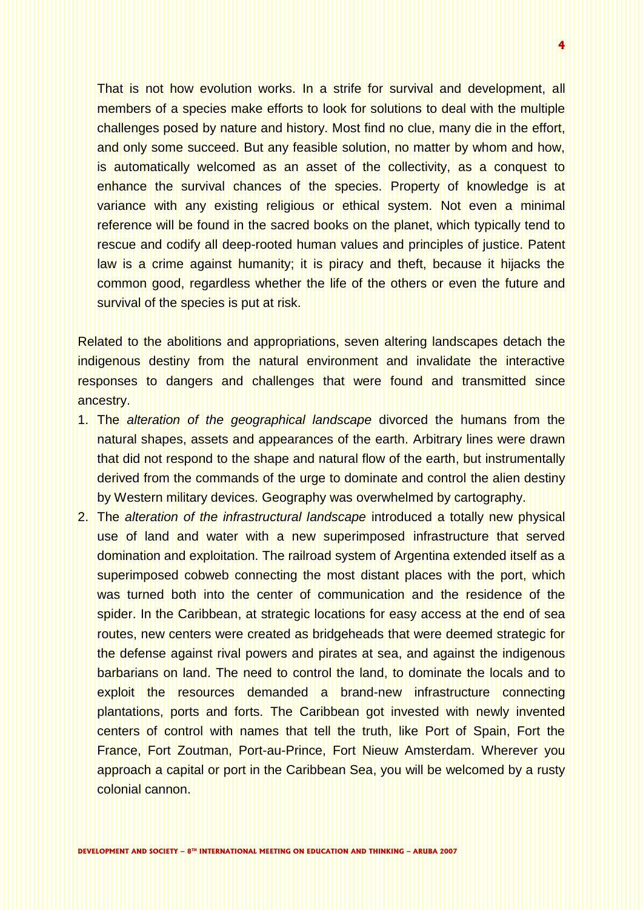That is not how evolution works. In a strife for survival and development, all members of a species make efforts to look for solutions to deal with the multiple challenges posed by nature and history. Most find no clue, many die in the effort, and only some succeed. But any feasible solution, no matter by whom and how, is automatically welcomed as an asset of the collectivity, as a conquest to enhance the survival chances of the species. Property of knowledge is at variance with any existing religious or ethical system. Not even a minimal reference will be found in the sacred books on the planet, which typically tend to rescue and codify all deep-rooted human values and principles of justice. Patent law is a crime against humanity; it is piracy and theft, because it hijacks the common good, regardless whether the life of the others or even the future and survival of the species is put at risk.

Related to the abolitions and appropriations, seven altering landscapes detach the indigenous destiny from the natural environment and invalidate the interactive responses to dangers and challenges that were found and transmitted since ancestry.

1. The *alteration of the geographical landscape* divorced the humans from the natural shapes, assets and appearances of the earth. Arbitrary lines were drawn that did not respond to the shape and natural flow of the earth, but instrumentally derived from the commands of the urge to dominate and control the alien destiny by Western military devices. Geography was overwhelmed by cartography.
2. The *alteration of the infrastructural landscape* introduced a totally new physical use of land and water with a new superimposed infrastructure that served domination and exploitation. The railroad system of Argentina extended itself as a superimposed cobweb connecting the most distant places with the port, which was turned both into the center of communication and the residence of the spider. In the Caribbean, at strategic locations for easy access at the end of sea routes, new centers were created as bridgeheads that were deemed strategic for the defense against rival powers and pirates at sea, and against the indigenous barbarians on land. The need to control the land, to dominate the locals and to exploit the resources demanded a brand-new infrastructure connecting plantations, ports and forts. The Caribbean got invested with newly invented centers of control with names that tell the truth, like Port of Spain, Fort the France, Fort Zoutman, Port-au-Prince, Fort Nieuw Amsterdam. Wherever you approach a capital or port in the Caribbean Sea, you will be welcomed by a rusty colonial cannon.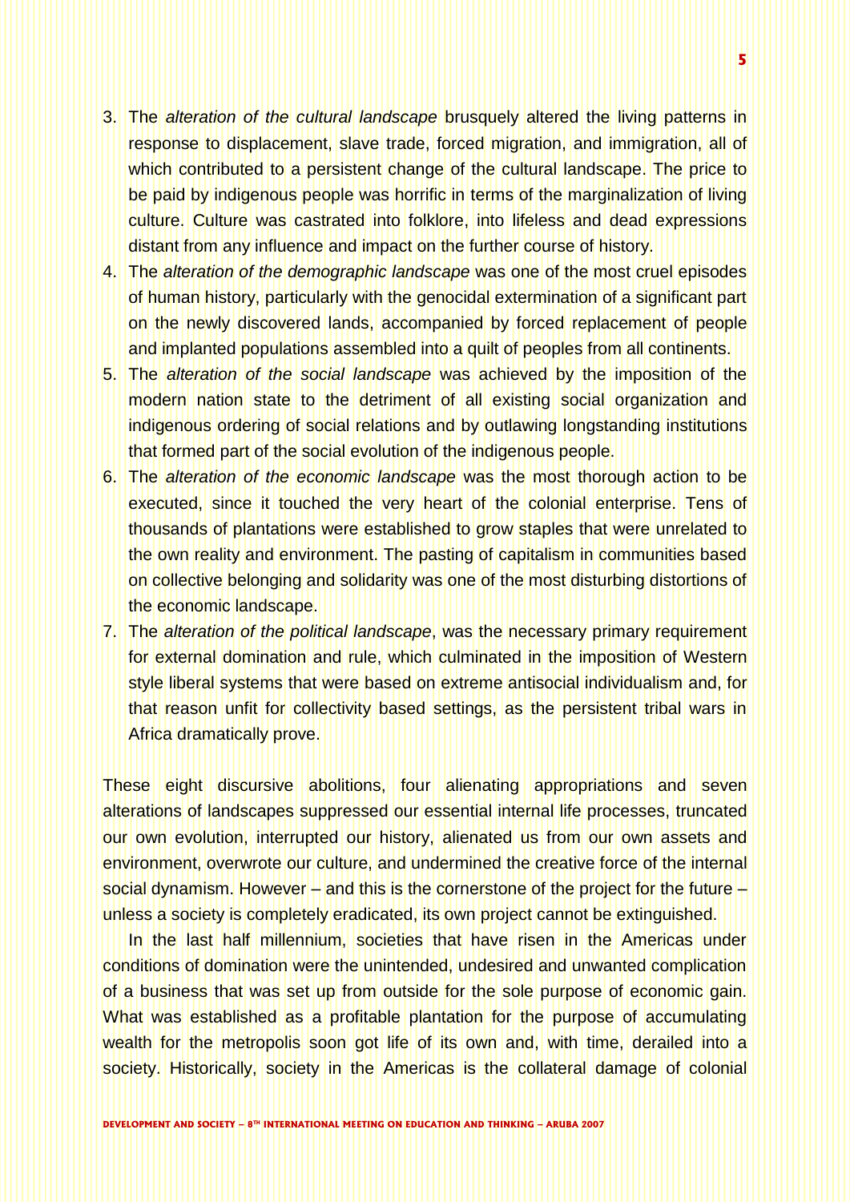3. The *alteration of the cultural landscape* brusquely altered the living patterns in response to displacement, slave trade, forced migration, and immigration, all of which contributed to a persistent change of the cultural landscape. The price to be paid by indigenous people was horrific in terms of the marginalization of living culture. Culture was castrated into folklore, into lifeless and dead expressions distant from any influence and impact on the further course of history.
4. The *alteration of the demographic landscape* was one of the most cruel episodes of human history, particularly with the genocidal extermination of a significant part on the newly discovered lands, accompanied by forced replacement of people and implanted populations assembled into a quilt of peoples from all continents.
5. The *alteration of the social landscape* was achieved by the imposition of the modern nation state to the detriment of all existing social organization and indigenous ordering of social relations and by outlawing longstanding institutions that formed part of the social evolution of the indigenous people.
6. The *alteration of the economic landscape* was the most thorough action to be executed, since it touched the very heart of the colonial enterprise. Tens of thousands of plantations were established to grow staples that were unrelated to the own reality and environment. The pasting of capitalism in communities based on collective belonging and solidarity was one of the most disturbing distortions of the economic landscape.
7. The *alteration of the political landscape*, was the necessary primary requirement for external domination and rule, which culminated in the imposition of Western style liberal systems that were based on extreme antisocial individualism and, for that reason unfit for collectivity based settings, as the persistent tribal wars in Africa dramatically prove.

These eight discursive abolitions, four alienating appropriations and seven alterations of landscapes suppressed our essential internal life processes, truncated our own evolution, interrupted our history, alienated us from our own assets and environment, overwrote our culture, and undermined the creative force of the internal social dynamism. However – and this is the cornerstone of the project for the future – unless a society is completely eradicated, its own project cannot be extinguished.

In the last half millennium, societies that have risen in the Americas under conditions of domination were the unintended, undesired and unwanted complication of a business that was set up from outside for the sole purpose of economic gain. What was established as a profitable plantation for the purpose of accumulating wealth for the metropolis soon got life of its own and, with time, derailed into a society. Historically, society in the Americas is the collateral damage of colonial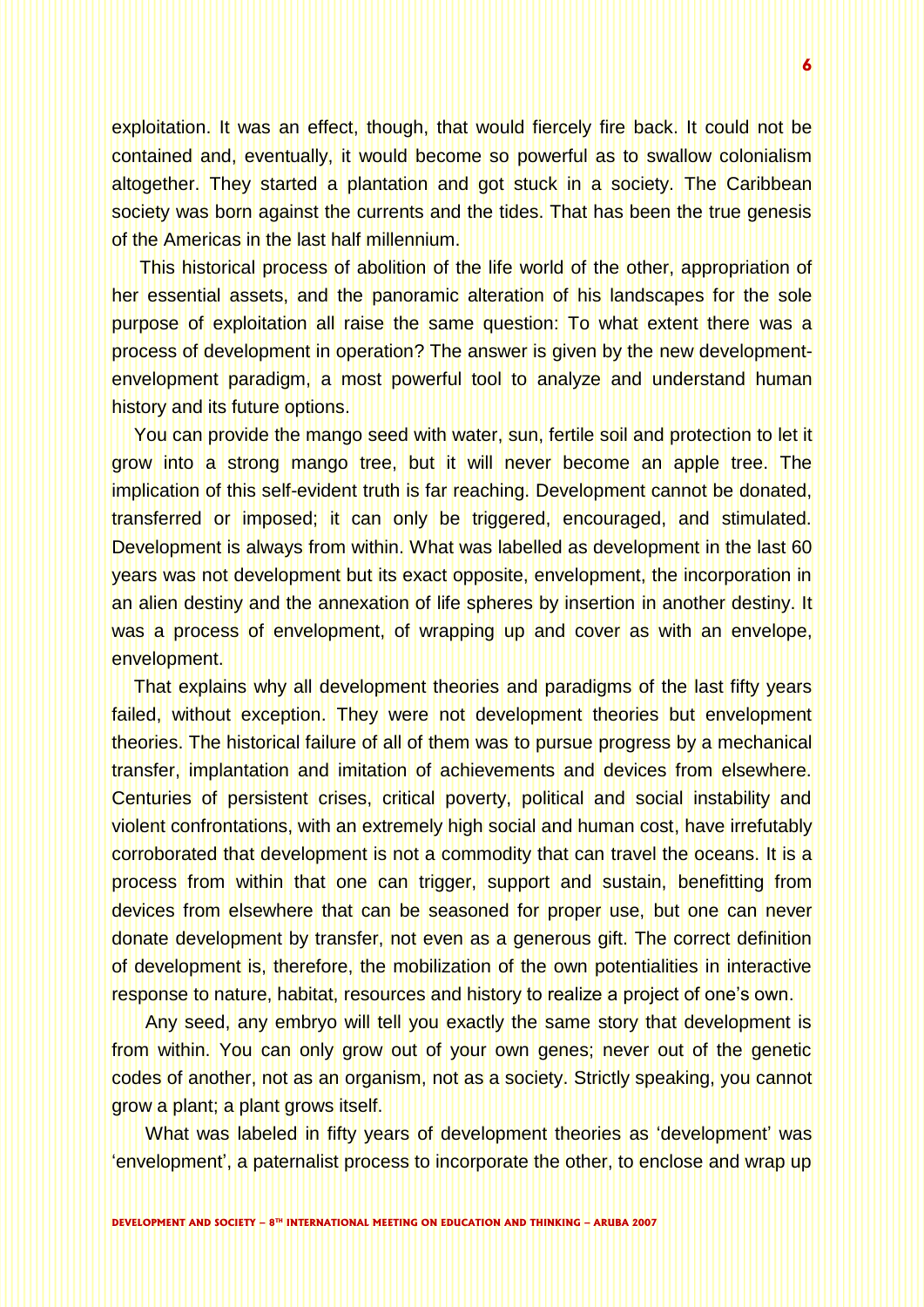exploitation. It was an effect, though, that would fiercely fire back. It could not be contained and, eventually, it would become so powerful as to swallow colonialism altogether. They started a plantation and got stuck in a society. The Caribbean society was born against the currents and the tides. That has been the true genesis of the Americas in the last half millennium.

This historical process of abolition of the life world of the other, appropriation of her essential assets, and the panoramic alteration of his landscapes for the sole purpose of exploitation all raise the same question: To what extent there was a process of development in operation? The answer is given by the new development-envelopment paradigm, a most powerful tool to analyze and understand human history and its future options.

You can provide the mango seed with water, sun, fertile soil and protection to let it grow into a strong mango tree, but it will never become an apple tree. The implication of this self-evident truth is far reaching. Development cannot be donated, transferred or imposed; it can only be triggered, encouraged, and stimulated. Development is always from within. What was labelled as development in the last 60 years was not development but its exact opposite, envelopment, the incorporation in an alien destiny and the annexation of life spheres by insertion in another destiny. It was a process of envelopment, of wrapping up and cover as with an envelope, envelopment.

That explains why all development theories and paradigms of the last fifty years failed, without exception. They were not development theories but envelopment theories. The historical failure of all of them was to pursue progress by a mechanical transfer, implantation and imitation of achievements and devices from elsewhere. Centuries of persistent crises, critical poverty, political and social instability and violent confrontations, with an extremely high social and human cost, have irrefutably corroborated that development is not a commodity that can travel the oceans. It is a process from within that one can trigger, support and sustain, benefitting from devices from elsewhere that can be seasoned for proper use, but one can never donate development by transfer, not even as a generous gift. The correct definition of development is, therefore, the mobilization of the own potentialities in interactive response to nature, habitat, resources and history to realize a project of one's own.

Any seed, any embryo will tell you exactly the same story that development is from within. You can only grow out of your own genes; never out of the genetic codes of another, not as an organism, not as a society. Strictly speaking, you cannot grow a plant; a plant grows itself.

What was labeled in fifty years of development theories as 'development' was 'envelopment', a paternalist process to incorporate the other, to enclose and wrap up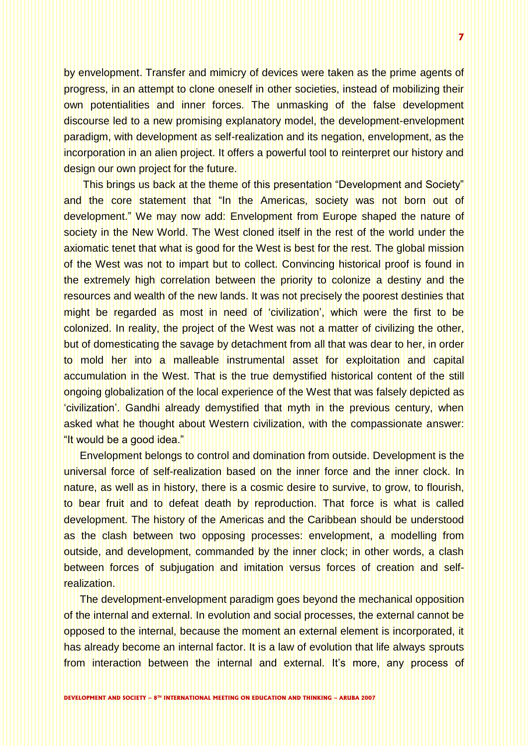by envelopment. Transfer and mimicry of devices were taken as the prime agents of progress, in an attempt to clone oneself in other societies, instead of mobilizing their own potentialities and inner forces. The unmasking of the false development discourse led to a new promising explanatory model, the development-envelopment paradigm, with development as self-realization and its negation, envelopment, as the incorporation in an alien project. It offers a powerful tool to reinterpret our history and design our own project for the future.

This brings us back at the theme of this presentation "Development and Society" and the core statement that "In the Americas, society was not born out of development." We may now add: Envelopment from Europe shaped the nature of society in the New World. The West cloned itself in the rest of the world under the axiomatic tenet that what is good for the West is best for the rest. The global mission of the West was not to impart but to collect. Convincing historical proof is found in the extremely high correlation between the priority to colonize a destiny and the resources and wealth of the new lands. It was not precisely the poorest destinies that might be regarded as most in need of 'civilization', which were the first to be colonized. In reality, the project of the West was not a matter of civilizing the other, but of domesticating the savage by detachment from all that was dear to her, in order to mold her into a malleable instrumental asset for exploitation and capital accumulation in the West. That is the true demystified historical content of the still ongoing globalization of the local experience of the West that was falsely depicted as 'civilization'. Gandhi already demystified that myth in the previous century, when asked what he thought about Western civilization, with the compassionate answer: "It would be a good idea."

Envelopment belongs to control and domination from outside. Development is the universal force of self-realization based on the inner force and the inner clock. In nature, as well as in history, there is a cosmic desire to survive, to grow, to flourish, to bear fruit and to defeat death by reproduction. That force is what is called development. The history of the Americas and the Caribbean should be understood as the clash between two opposing processes: envelopment, a modelling from outside, and development, commanded by the inner clock; in other words, a clash between forces of subjugation and imitation versus forces of creation and self-realization.

The development-envelopment paradigm goes beyond the mechanical opposition of the internal and external. In evolution and social processes, the external cannot be opposed to the internal, because the moment an external element is incorporated, it has already become an internal factor. It is a law of evolution that life always sprouts from interaction between the internal and external. It's more, any process of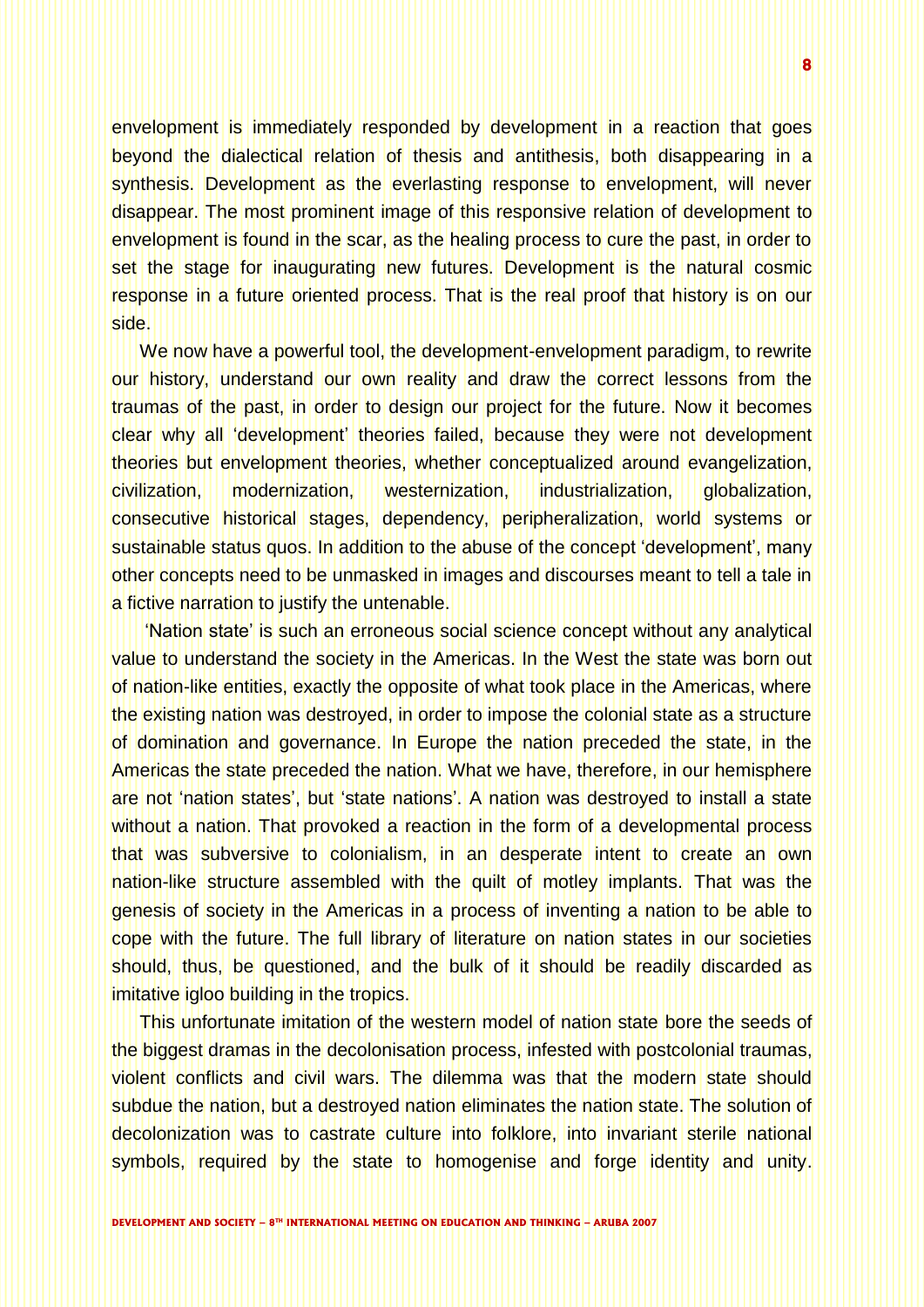envelopment is immediately responded by development in a reaction that goes beyond the dialectical relation of thesis and antithesis, both disappearing in a synthesis. Development as the everlasting response to envelopment, will never disappear. The most prominent image of this responsive relation of development to envelopment is found in the scar, as the healing process to cure the past, in order to set the stage for inaugurating new futures. Development is the natural cosmic response in a future oriented process. That is the real proof that history is on our side.

We now have a powerful tool, the development-envelopment paradigm, to rewrite our history, understand our own reality and draw the correct lessons from the traumas of the past, in order to design our project for the future. Now it becomes clear why all 'development' theories failed, because they were not development theories but envelopment theories, whether conceptualized around evangelization, civilization, modernization, westernization, industrialization, globalization, consecutive historical stages, dependency, peripheralization, world systems or sustainable status quos. In addition to the abuse of the concept 'development', many other concepts need to be unmasked in images and discourses meant to tell a tale in a fictive narration to justify the untenable.

'Nation state' is such an erroneous social science concept without any analytical value to understand the society in the Americas. In the West the state was born out of nation-like entities, exactly the opposite of what took place in the Americas, where the existing nation was destroyed, in order to impose the colonial state as a structure of domination and governance. In Europe the nation preceded the state, in the Americas the state preceded the nation. What we have, therefore, in our hemisphere are not 'nation states', but 'state nations'. A nation was destroyed to install a state without a nation. That provoked a reaction in the form of a developmental process that was subversive to colonialism, in an desperate intent to create an own nation-like structure assembled with the quilt of motley implants. That was the genesis of society in the Americas in a process of inventing a nation to be able to cope with the future. The full library of literature on nation states in our societies should, thus, be questioned, and the bulk of it should be readily discarded as imitative igloo building in the tropics.

This unfortunate imitation of the western model of nation state bore the seeds of the biggest dramas in the decolonisation process, infested with postcolonial traumas, violent conflicts and civil wars. The dilemma was that the modern state should subdue the nation, but a destroyed nation eliminates the nation state. The solution of decolonization was to castrate culture into folklore, into invariant sterile national symbols, required by the state to homogenise and forge identity and unity.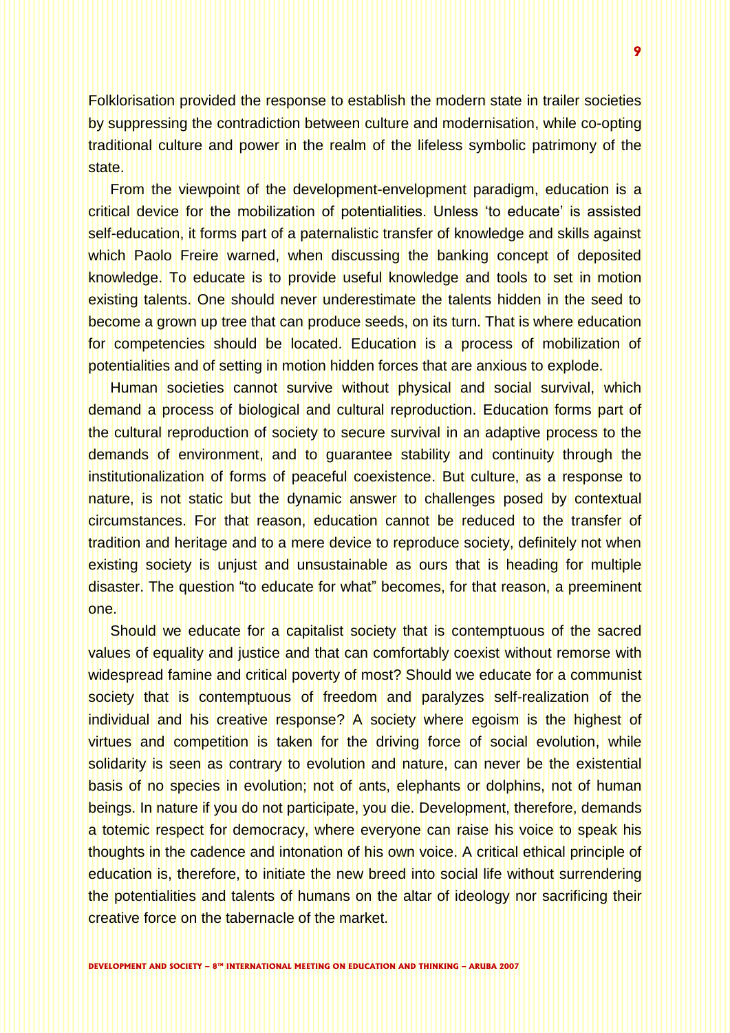Folklorisation provided the response to establish the modern state in trailer societies by suppressing the contradiction between culture and modernisation, while co-opting traditional culture and power in the realm of the lifeless symbolic patrimony of the state.

From the viewpoint of the development-envelopment paradigm, education is a critical device for the mobilization of potentialities. Unless 'to educate' is assisted self-education, it forms part of a paternalistic transfer of knowledge and skills against which Paolo Freire warned, when discussing the banking concept of deposited knowledge. To educate is to provide useful knowledge and tools to set in motion existing talents. One should never underestimate the talents hidden in the seed to become a grown up tree that can produce seeds, on its turn. That is where education for competencies should be located. Education is a process of mobilization of potentialities and of setting in motion hidden forces that are anxious to explode.

Human societies cannot survive without physical and social survival, which demand a process of biological and cultural reproduction. Education forms part of the cultural reproduction of society to secure survival in an adaptive process to the demands of environment, and to guarantee stability and continuity through the institutionalization of forms of peaceful coexistence. But culture, as a response to nature, is not static but the dynamic answer to challenges posed by contextual circumstances. For that reason, education cannot be reduced to the transfer of tradition and heritage and to a mere device to reproduce society, definitely not when existing society is unjust and unsustainable as ours that is heading for multiple disaster. The question "to educate for what" becomes, for that reason, a preeminent one.

Should we educate for a capitalist society that is contemptuous of the sacred values of equality and justice and that can comfortably coexist without remorse with widespread famine and critical poverty of most? Should we educate for a communist society that is contemptuous of freedom and paralyzes self-realization of the individual and his creative response? A society where egoism is the highest of virtues and competition is taken for the driving force of social evolution, while solidarity is seen as contrary to evolution and nature, can never be the existential basis of no species in evolution; not of ants, elephants or dolphins, not of human beings. In nature if you do not participate, you die. Development, therefore, demands a totemic respect for democracy, where everyone can raise his voice to speak his thoughts in the cadence and intonation of his own voice. A critical ethical principle of education is, therefore, to initiate the new breed into social life without surrendering the potentialities and talents of humans on the altar of ideology nor sacrificing their creative force on the tabernacle of the market.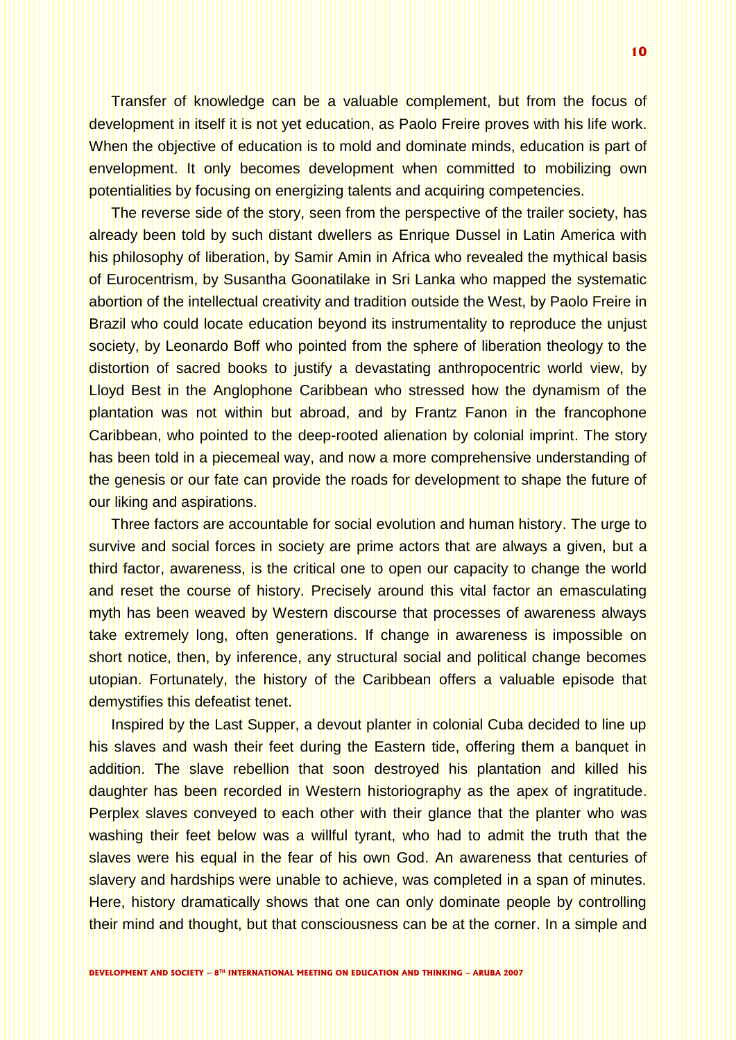Transfer of knowledge can be a valuable complement, but from the focus of development in itself it is not yet education, as Paolo Freire proves with his life work. When the objective of education is to mold and dominate minds, education is part of envelopment. It only becomes development when committed to mobilizing own potentialities by focusing on energizing talents and acquiring competencies.

The reverse side of the story, seen from the perspective of the trailer society, has already been told by such distant dwellers as Enrique Dussel in Latin America with his philosophy of liberation, by Samir Amin in Africa who revealed the mythical basis of Eurocentrism, by Susantha Goonatilake in Sri Lanka who mapped the systematic abortion of the intellectual creativity and tradition outside the West, by Paolo Freire in Brazil who could locate education beyond its instrumentality to reproduce the unjust society, by Leonardo Boff who pointed from the sphere of liberation theology to the distortion of sacred books to justify a devastating anthropocentric world view, by Lloyd Best in the Anglophone Caribbean who stressed how the dynamism of the plantation was not within but abroad, and by Frantz Fanon in the francophone Caribbean, who pointed to the deep-rooted alienation by colonial imprint. The story has been told in a piecemeal way, and now a more comprehensive understanding of the genesis or our fate can provide the roads for development to shape the future of our liking and aspirations.

Three factors are accountable for social evolution and human history. The urge to survive and social forces in society are prime actors that are always a given, but a third factor, awareness, is the critical one to open our capacity to change the world and reset the course of history. Precisely around this vital factor an emasculating myth has been weaved by Western discourse that processes of awareness always take extremely long, often generations. If change in awareness is impossible on short notice, then, by inference, any structural social and political change becomes utopian. Fortunately, the history of the Caribbean offers a valuable episode that demystifies this defeatist tenet.

Inspired by the Last Supper, a devout planter in colonial Cuba decided to line up his slaves and wash their feet during the Eastern tide, offering them a banquet in addition. The slave rebellion that soon destroyed his plantation and killed his daughter has been recorded in Western historiography as the apex of ingratitude. Perplex slaves conveyed to each other with their glance that the planter who was washing their feet below was a willful tyrant, who had to admit the truth that the slaves were his equal in the fear of his own God. An awareness that centuries of slavery and hardships were unable to achieve, was completed in a span of minutes. Here, history dramatically shows that one can only dominate people by controlling their mind and thought, but that consciousness can be at the corner. In a simple and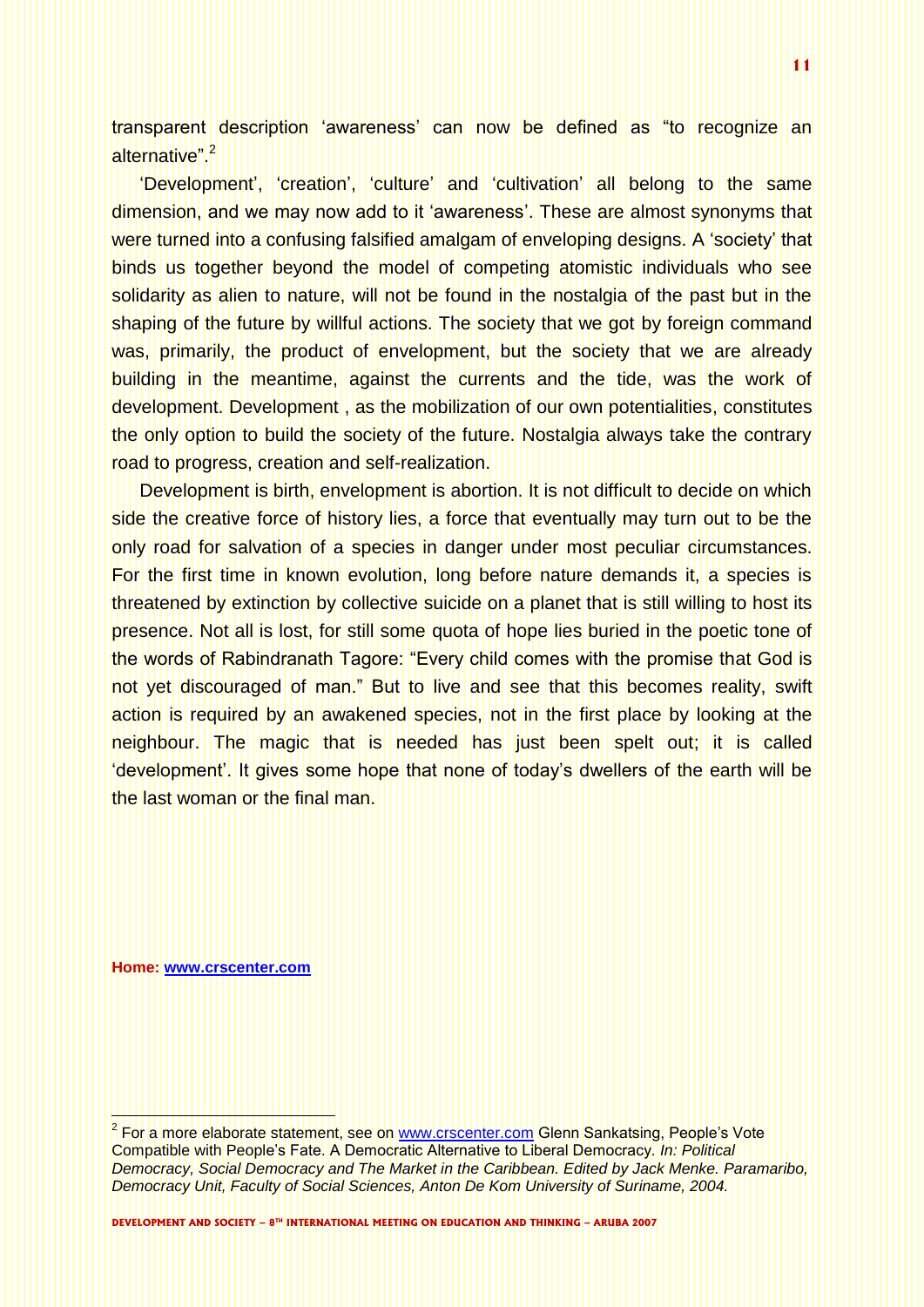transparent description 'awareness' can now be defined as "to recognize an alternative".[2]

'Development', 'creation', 'culture' and 'cultivation' all belong to the same dimension, and we may now add to it 'awareness'. These are almost synonyms that were turned into a confusing falsified amalgam of enveloping designs. A 'society' that binds us together beyond the model of competing atomistic individuals who see solidarity as alien to nature, will not be found in the nostalgia of the past but in the shaping of the future by willful actions. The society that we got by foreign command was, primarily, the product of envelopment, but the society that we are already building in the meantime, against the currents and the tide, was the work of development. Development , as the mobilization of our own potentialities, constitutes the only option to build the society of the future. Nostalgia always take the contrary road to progress, creation and self-realization.

Development is birth, envelopment is abortion. It is not difficult to decide on which side the creative force of history lies, a force that eventually may turn out to be the only road for salvation of a species in danger under most peculiar circumstances. For the first time in known evolution, long before nature demands it, a species is threatened by extinction by collective suicide on a planet that is still willing to host its presence. Not all is lost, for still some quota of hope lies buried in the poetic tone of the words of Rabindranath Tagore: "Every child comes with the promise that God is not yet discouraged of man." But to live and see that this becomes reality, swift action is required by an awakened species, not in the first place by looking at the neighbour. The magic that is needed has just been spelt out; it is called 'development'. It gives some hope that none of today's dwellers of the earth will be the last woman or the final man.

**Home: [www.crscenter.com](http://www.crscenter.com)**

---

[2] For a more elaborate statement, see on [www.crscenter.com](http://www.crscenter.com) Glenn Sankatsing, People's Vote Compatible with People's Fate. A Democratic Alternative to Liberal Democracy. *In: Political Democracy, Social Democracy and The Market in the Caribbean. Edited by Jack Menke. Paramaribo, Democracy Unit, Faculty of Social Sciences, Anton De Kom University of Suriname, 2004.*